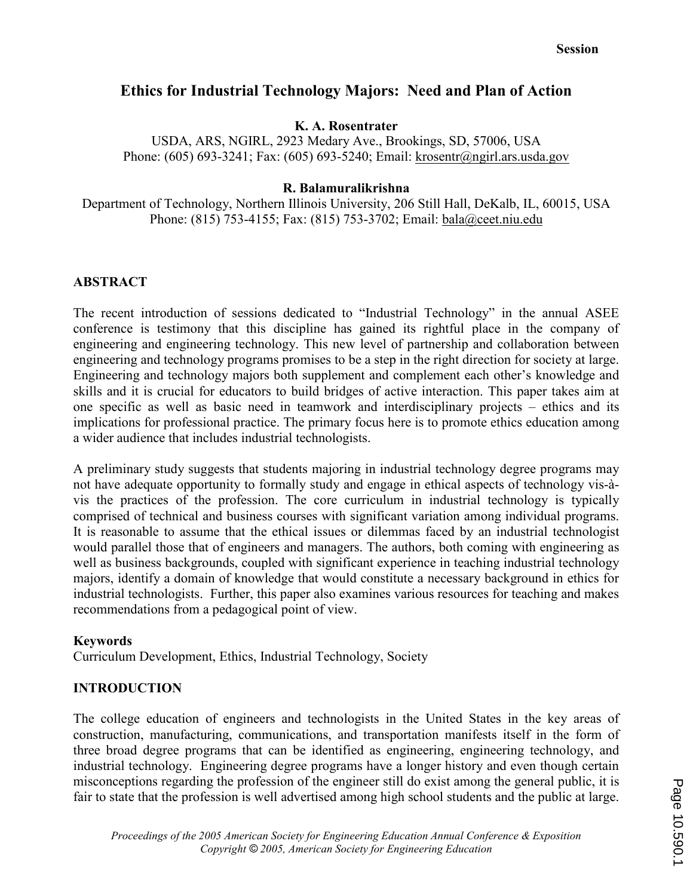# Ethics for Industrial Technology Majors: Need and Plan of Action

**K. A. Rosentrater**
USDA, ARS, NGIRL, 2923 Medary Ave., Brookings, SD, 57006, USA
Phone: (605) 693-3241; Fax: (605) 693-5240; Email: krosentr@ngirl.ars.usda.gov

**R. Balamuralikrishna**
Department of Technology, Northern Illinois University, 206 Still Hall, DeKalb, IL, 60015, USA
Phone: (815) 753-4155; Fax: (815) 753-3702; Email: bala@ceet.niu.edu

## ABSTRACT

The recent introduction of sessions dedicated to "Industrial Technology" in the annual ASEE conference is testimony that this discipline has gained its rightful place in the company of engineering and engineering technology. This new level of partnership and collaboration between engineering and technology programs promises to be a step in the right direction for society at large. Engineering and technology majors both supplement and complement each other's knowledge and skills and it is crucial for educators to build bridges of active interaction. This paper takes aim at one specific as well as basic need in teamwork and interdisciplinary projects – ethics and its implications for professional practice. The primary focus here is to promote ethics education among a wider audience that includes industrial technologists.

A preliminary study suggests that students majoring in industrial technology degree programs may not have adequate opportunity to formally study and engage in ethical aspects of technology vis-à-vis the practices of the profession. The core curriculum in industrial technology is typically comprised of technical and business courses with significant variation among individual programs. It is reasonable to assume that the ethical issues or dilemmas faced by an industrial technologist would parallel those that of engineers and managers. The authors, both coming with engineering as well as business backgrounds, coupled with significant experience in teaching industrial technology majors, identify a domain of knowledge that would constitute a necessary background in ethics for industrial technologists. Further, this paper also examines various resources for teaching and makes recommendations from a pedagogical point of view.

### Keywords

Curriculum Development, Ethics, Industrial Technology, Society

## INTRODUCTION

The college education of engineers and technologists in the United States in the key areas of construction, manufacturing, communications, and transportation manifests itself in the form of three broad degree programs that can be identified as engineering, engineering technology, and industrial technology. Engineering degree programs have a longer history and even though certain misconceptions regarding the profession of the engineer still do exist among the general public, it is fair to state that the profession is well advertised among high school students and the public at large.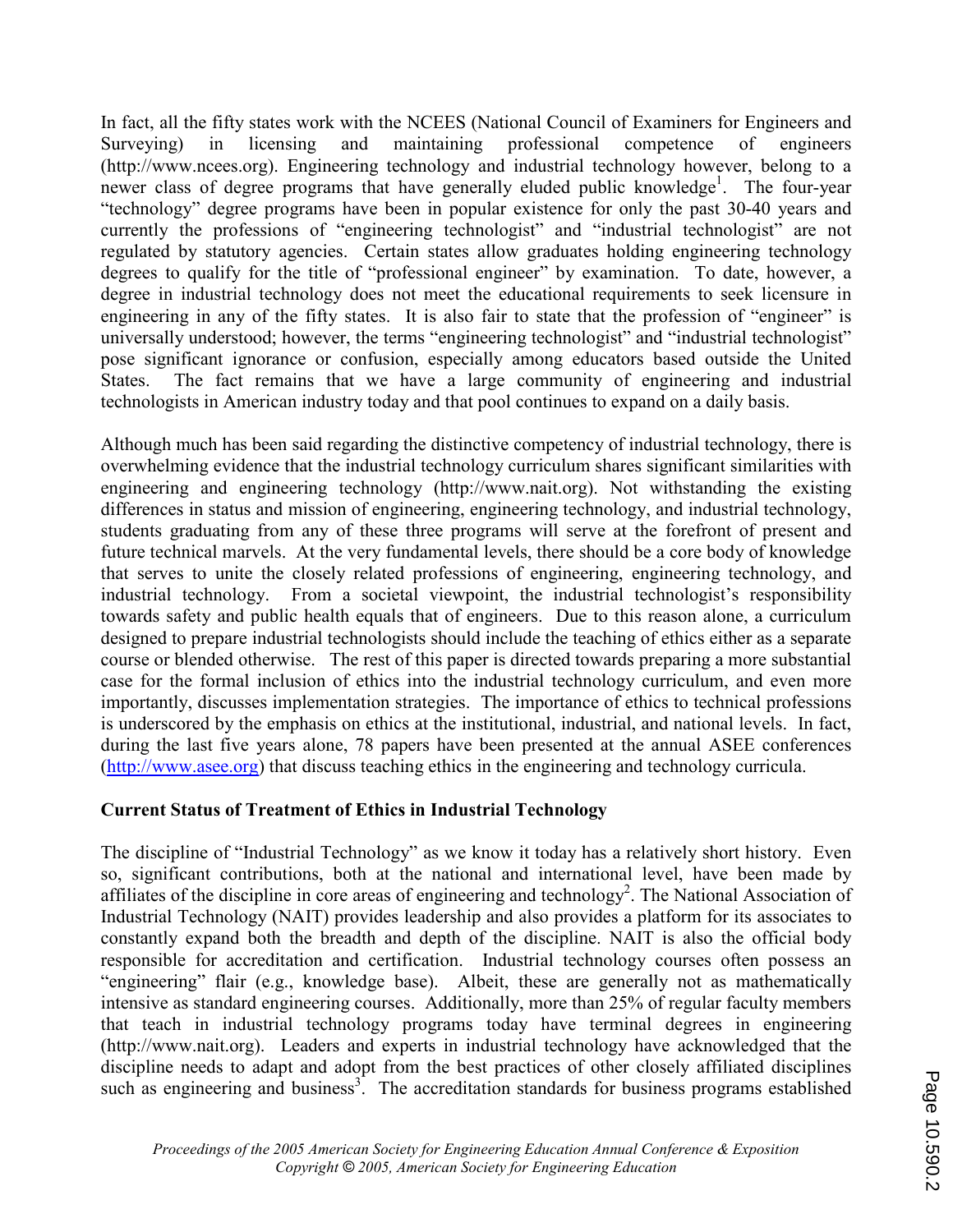In fact, all the fifty states work with the NCEES (National Council of Examiners for Engineers and Surveying) in licensing and maintaining professional competence of engineers (http://www.ncees.org). Engineering technology and industrial technology however, belong to a newer class of degree programs that have generally eluded public knowledge[1]. The four-year "technology" degree programs have been in popular existence for only the past 30-40 years and currently the professions of "engineering technologist" and "industrial technologist" are not regulated by statutory agencies. Certain states allow graduates holding engineering technology degrees to qualify for the title of "professional engineer" by examination. To date, however, a degree in industrial technology does not meet the educational requirements to seek licensure in engineering in any of the fifty states. It is also fair to state that the profession of "engineer" is universally understood; however, the terms "engineering technologist" and "industrial technologist" pose significant ignorance or confusion, especially among educators based outside the United States. The fact remains that we have a large community of engineering and industrial technologists in American industry today and that pool continues to expand on a daily basis.

Although much has been said regarding the distinctive competency of industrial technology, there is overwhelming evidence that the industrial technology curriculum shares significant similarities with engineering and engineering technology (http://www.nait.org). Not withstanding the existing differences in status and mission of engineering, engineering technology, and industrial technology, students graduating from any of these three programs will serve at the forefront of present and future technical marvels. At the very fundamental levels, there should be a core body of knowledge that serves to unite the closely related professions of engineering, engineering technology, and industrial technology. From a societal viewpoint, the industrial technologist's responsibility towards safety and public health equals that of engineers. Due to this reason alone, a curriculum designed to prepare industrial technologists should include the teaching of ethics either as a separate course or blended otherwise. The rest of this paper is directed towards preparing a more substantial case for the formal inclusion of ethics into the industrial technology curriculum, and even more importantly, discusses implementation strategies. The importance of ethics to technical professions is underscored by the emphasis on ethics at the institutional, industrial, and national levels. In fact, during the last five years alone, 78 papers have been presented at the annual ASEE conferences (http://www.asee.org) that discuss teaching ethics in the engineering and technology curricula.

**Current Status of Treatment of Ethics in Industrial Technology**

The discipline of "Industrial Technology" as we know it today has a relatively short history. Even so, significant contributions, both at the national and international level, have been made by affiliates of the discipline in core areas of engineering and technology[2]. The National Association of Industrial Technology (NAIT) provides leadership and also provides a platform for its associates to constantly expand both the breadth and depth of the discipline. NAIT is also the official body responsible for accreditation and certification. Industrial technology courses often possess an "engineering" flair (e.g., knowledge base). Albeit, these are generally not as mathematically intensive as standard engineering courses. Additionally, more than 25% of regular faculty members that teach in industrial technology programs today have terminal degrees in engineering (http://www.nait.org). Leaders and experts in industrial technology have acknowledged that the discipline needs to adapt and adopt from the best practices of other closely affiliated disciplines such as engineering and business[3]. The accreditation standards for business programs established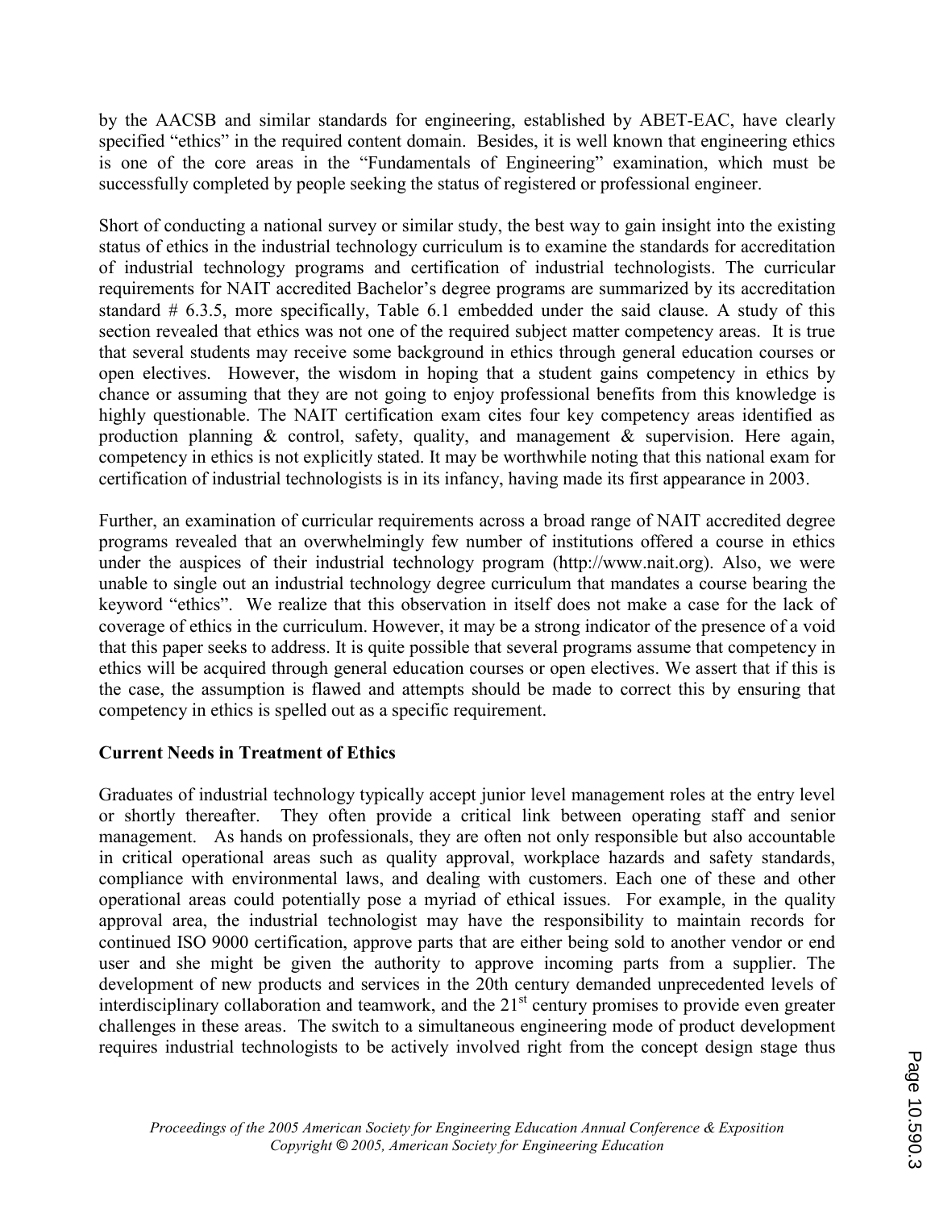by the AACSB and similar standards for engineering, established by ABET-EAC, have clearly specified "ethics" in the required content domain. Besides, it is well known that engineering ethics is one of the core areas in the "Fundamentals of Engineering" examination, which must be successfully completed by people seeking the status of registered or professional engineer.

Short of conducting a national survey or similar study, the best way to gain insight into the existing status of ethics in the industrial technology curriculum is to examine the standards for accreditation of industrial technology programs and certification of industrial technologists. The curricular requirements for NAIT accredited Bachelor's degree programs are summarized by its accreditation standard # 6.3.5, more specifically, Table 6.1 embedded under the said clause. A study of this section revealed that ethics was not one of the required subject matter competency areas. It is true that several students may receive some background in ethics through general education courses or open electives. However, the wisdom in hoping that a student gains competency in ethics by chance or assuming that they are not going to enjoy professional benefits from this knowledge is highly questionable. The NAIT certification exam cites four key competency areas identified as production planning & control, safety, quality, and management & supervision. Here again, competency in ethics is not explicitly stated. It may be worthwhile noting that this national exam for certification of industrial technologists is in its infancy, having made its first appearance in 2003.

Further, an examination of curricular requirements across a broad range of NAIT accredited degree programs revealed that an overwhelmingly few number of institutions offered a course in ethics under the auspices of their industrial technology program (http://www.nait.org). Also, we were unable to single out an industrial technology degree curriculum that mandates a course bearing the keyword "ethics". We realize that this observation in itself does not make a case for the lack of coverage of ethics in the curriculum. However, it may be a strong indicator of the presence of a void that this paper seeks to address. It is quite possible that several programs assume that competency in ethics will be acquired through general education courses or open electives. We assert that if this is the case, the assumption is flawed and attempts should be made to correct this by ensuring that competency in ethics is spelled out as a specific requirement.

## Current Needs in Treatment of Ethics

Graduates of industrial technology typically accept junior level management roles at the entry level or shortly thereafter. They often provide a critical link between operating staff and senior management. As hands on professionals, they are often not only responsible but also accountable in critical operational areas such as quality approval, workplace hazards and safety standards, compliance with environmental laws, and dealing with customers. Each one of these and other operational areas could potentially pose a myriad of ethical issues. For example, in the quality approval area, the industrial technologist may have the responsibility to maintain records for continued ISO 9000 certification, approve parts that are either being sold to another vendor or end user and she might be given the authority to approve incoming parts from a supplier. The development of new products and services in the 20th century demanded unprecedented levels of interdisciplinary collaboration and teamwork, and the 21st century promises to provide even greater challenges in these areas. The switch to a simultaneous engineering mode of product development requires industrial technologists to be actively involved right from the concept design stage thus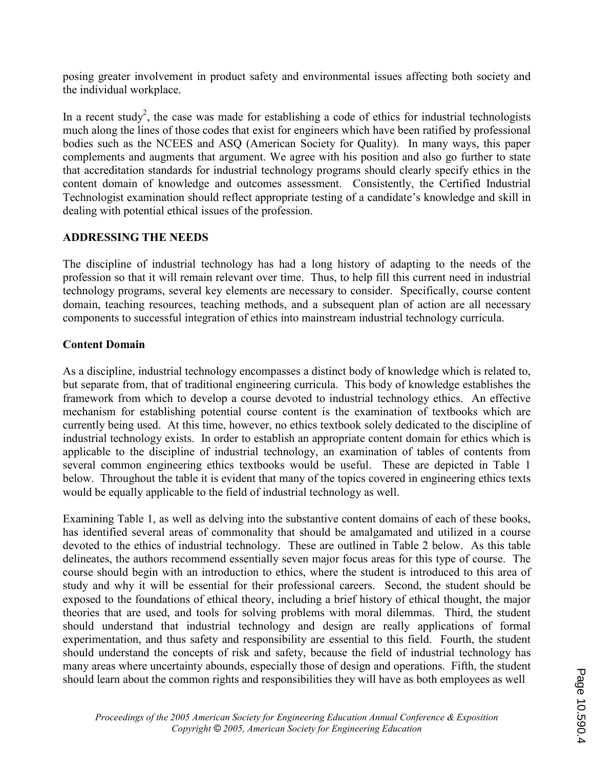posing greater involvement in product safety and environmental issues affecting both society and the individual workplace.

In a recent study[2], the case was made for establishing a code of ethics for industrial technologists much along the lines of those codes that exist for engineers which have been ratified by professional bodies such as the NCEES and ASQ (American Society for Quality). In many ways, this paper complements and augments that argument. We agree with his position and also go further to state that accreditation standards for industrial technology programs should clearly specify ethics in the content domain of knowledge and outcomes assessment. Consistently, the Certified Industrial Technologist examination should reflect appropriate testing of a candidate's knowledge and skill in dealing with potential ethical issues of the profession.

## ADDRESSING THE NEEDS

The discipline of industrial technology has had a long history of adapting to the needs of the profession so that it will remain relevant over time. Thus, to help fill this current need in industrial technology programs, several key elements are necessary to consider. Specifically, course content domain, teaching resources, teaching methods, and a subsequent plan of action are all necessary components to successful integration of ethics into mainstream industrial technology curricula.

### Content Domain

As a discipline, industrial technology encompasses a distinct body of knowledge which is related to, but separate from, that of traditional engineering curricula. This body of knowledge establishes the framework from which to develop a course devoted to industrial technology ethics. An effective mechanism for establishing potential course content is the examination of textbooks which are currently being used. At this time, however, no ethics textbook solely dedicated to the discipline of industrial technology exists. In order to establish an appropriate content domain for ethics which is applicable to the discipline of industrial technology, an examination of tables of contents from several common engineering ethics textbooks would be useful. These are depicted in Table 1 below. Throughout the table it is evident that many of the topics covered in engineering ethics texts would be equally applicable to the field of industrial technology as well.

Examining Table 1, as well as delving into the substantive content domains of each of these books, has identified several areas of commonality that should be amalgamated and utilized in a course devoted to the ethics of industrial technology. These are outlined in Table 2 below. As this table delineates, the authors recommend essentially seven major focus areas for this type of course. The course should begin with an introduction to ethics, where the student is introduced to this area of study and why it will be essential for their professional careers. Second, the student should be exposed to the foundations of ethical theory, including a brief history of ethical thought, the major theories that are used, and tools for solving problems with moral dilemmas. Third, the student should understand that industrial technology and design are really applications of formal experimentation, and thus safety and responsibility are essential to this field. Fourth, the student should understand the concepts of risk and safety, because the field of industrial technology has many areas where uncertainty abounds, especially those of design and operations. Fifth, the student should learn about the common rights and responsibilities they will have as both employees as well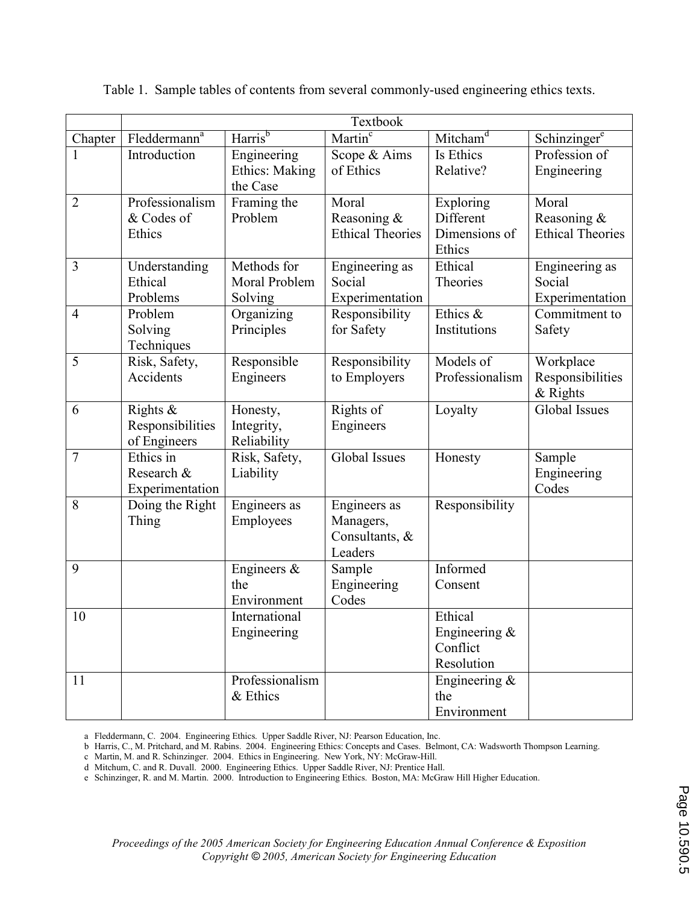Table 1. Sample tables of contents from several commonly-used engineering ethics texts.

| | Textbook | | | | |
|---|---|---|---|---|---|
| Chapter | Fleddermann[a] | Harris[b] | Martin[c] | Mitcham[d] | Schinzinger[e] |
| 1 | Introduction | Engineering Ethics: Making the Case | Scope & Aims of Ethics | Is Ethics Relative? | Profession of Engineering |
| 2 | Professionalism & Codes of Ethics | Framing the Problem | Moral Reasoning & Ethical Theories | Exploring Different Dimensions of Ethics | Moral Reasoning & Ethical Theories |
| 3 | Understanding Ethical Problems | Methods for Moral Problem Solving | Engineering as Social Experimentation | Ethical Theories | Engineering as Social Experimentation |
| 4 | Problem Solving Techniques | Organizing Principles | Responsibility for Safety | Ethics & Institutions | Commitment to Safety |
| 5 | Risk, Safety, Accidents | Responsible Engineers | Responsibility to Employers | Models of Professionalism | Workplace Responsibilities & Rights |
| 6 | Rights & Responsibilities of Engineers | Honesty, Integrity, Reliability | Rights of Engineers | Loyalty | Global Issues |
| 7 | Ethics in Research & Experimentation | Risk, Safety, Liability | Global Issues | Honesty | Sample Engineering Codes |
| 8 | Doing the Right Thing | Engineers as Employees | Engineers as Managers, Consultants, & Leaders | Responsibility | |
| 9 | | Engineers & the Environment | Sample Engineering Codes | Informed Consent | |
| 10 | | International Engineering | | Ethical Engineering & Conflict Resolution | |
| 11 | | Professionalism & Ethics | | Engineering & the Environment | |

a Fleddermann, C. 2004. Engineering Ethics. Upper Saddle River, NJ: Pearson Education, Inc.
b Harris, C., M. Pritchard, and M. Rabins. 2004. Engineering Ethics: Concepts and Cases. Belmont, CA: Wadsworth Thompson Learning.
c Martin, M. and R. Schinzinger. 2004. Ethics in Engineering. New York, NY: McGraw-Hill.
d Mitchum, C. and R. Duvall. 2000. Engineering Ethics. Upper Saddle River, NJ: Prentice Hall.
e Schinzinger, R. and M. Martin. 2000. Introduction to Engineering Ethics. Boston, MA: McGraw Hill Higher Education.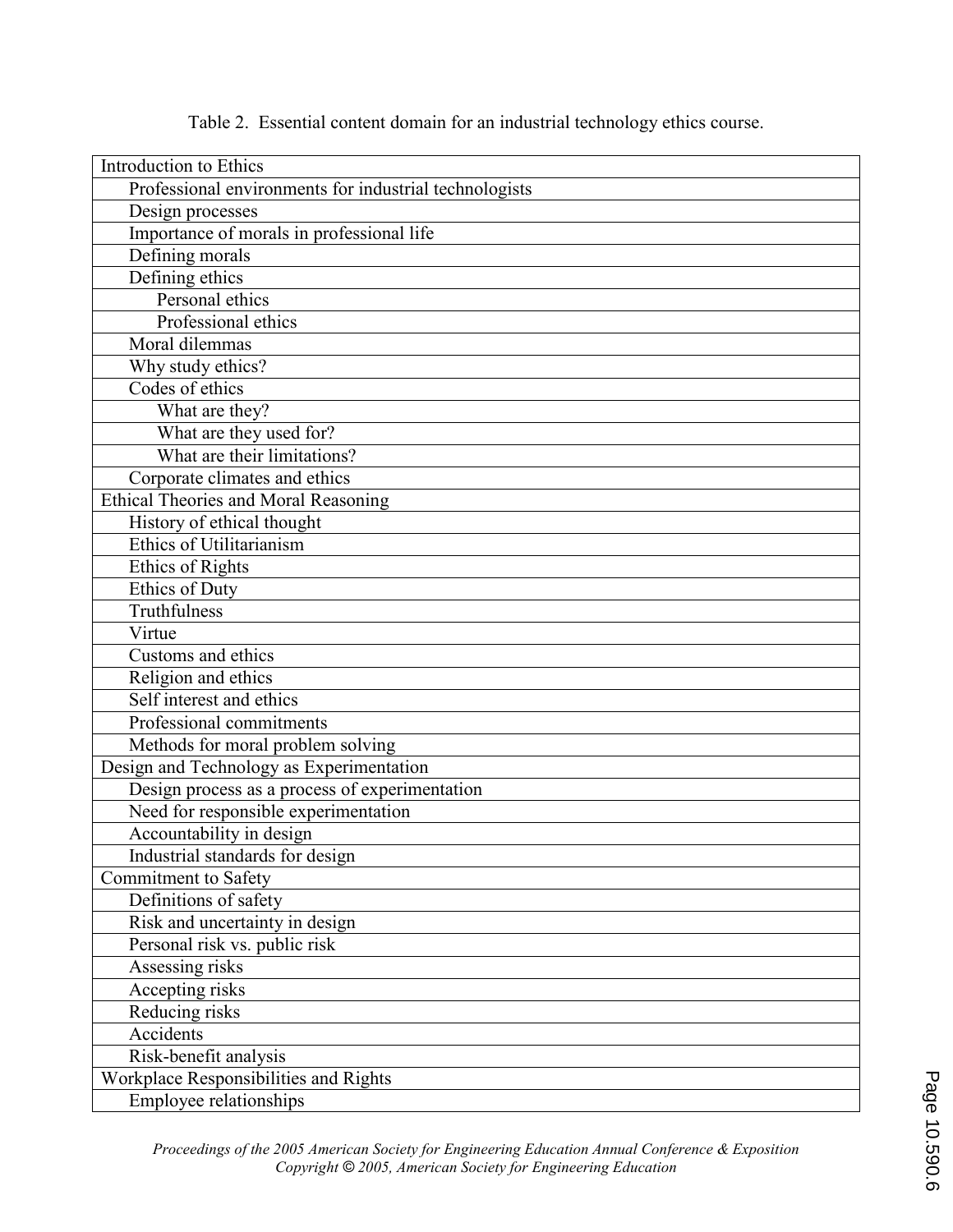Table 2. Essential content domain for an industrial technology ethics course.

| Introduction to Ethics |
|---|
| Professional environments for industrial technologists |
| Design processes |
| Importance of morals in professional life |
| Defining morals |
| Defining ethics |
| Personal ethics |
| Professional ethics |
| Moral dilemmas |
| Why study ethics? |
| Codes of ethics |
| What are they? |
| What are they used for? |
| What are their limitations? |
| Corporate climates and ethics |
| Ethical Theories and Moral Reasoning |
| History of ethical thought |
| Ethics of Utilitarianism |
| Ethics of Rights |
| Ethics of Duty |
| Truthfulness |
| Virtue |
| Customs and ethics |
| Religion and ethics |
| Self interest and ethics |
| Professional commitments |
| Methods for moral problem solving |
| Design and Technology as Experimentation |
| Design process as a process of experimentation |
| Need for responsible experimentation |
| Accountability in design |
| Industrial standards for design |
| Commitment to Safety |
| Definitions of safety |
| Risk and uncertainty in design |
| Personal risk vs. public risk |
| Assessing risks |
| Accepting risks |
| Reducing risks |
| Accidents |
| Risk-benefit analysis |
| Workplace Responsibilities and Rights |
| Employee relationships |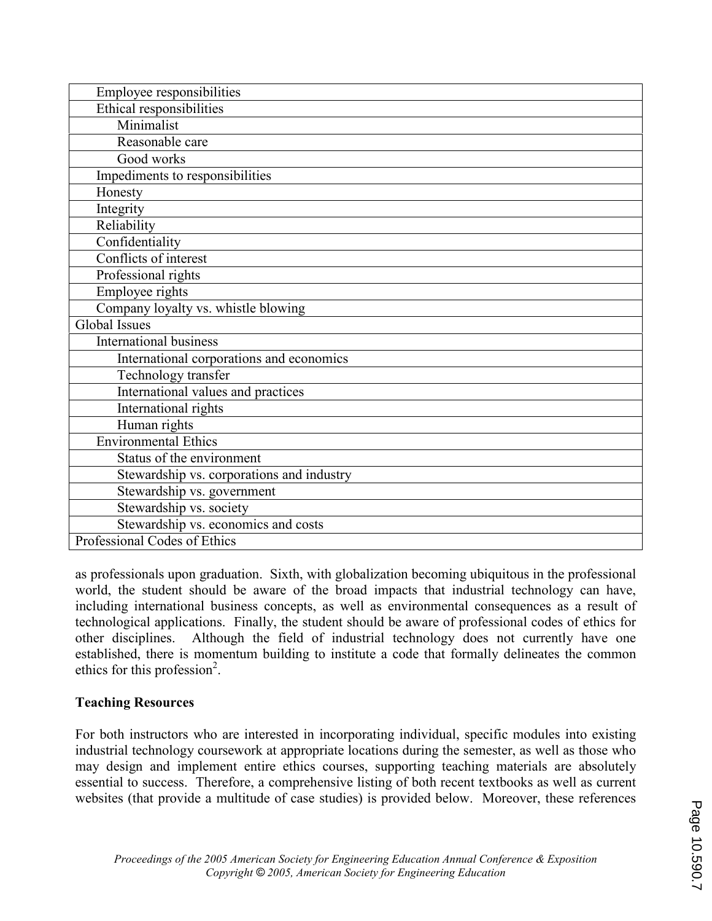| Topics |
|---|
| Employee responsibilities |
| Ethical responsibilities |
| Minimalist |
| Reasonable care |
| Good works |
| Impediments to responsibilities |
| Honesty |
| Integrity |
| Reliability |
| Confidentiality |
| Conflicts of interest |
| Professional rights |
| Employee rights |
| Company loyalty vs. whistle blowing |
| Global Issues |
| International business |
| International corporations and economics |
| Technology transfer |
| International values and practices |
| International rights |
| Human rights |
| Environmental Ethics |
| Status of the environment |
| Stewardship vs. corporations and industry |
| Stewardship vs. government |
| Stewardship vs. society |
| Stewardship vs. economics and costs |
| Professional Codes of Ethics |

as professionals upon graduation. Sixth, with globalization becoming ubiquitous in the professional world, the student should be aware of the broad impacts that industrial technology can have, including international business concepts, as well as environmental consequences as a result of technological applications. Finally, the student should be aware of professional codes of ethics for other disciplines. Although the field of industrial technology does not currently have one established, there is momentum building to institute a code that formally delineates the common ethics for this profession[2].

**Teaching Resources**

For both instructors who are interested in incorporating individual, specific modules into existing industrial technology coursework at appropriate locations during the semester, as well as those who may design and implement entire ethics courses, supporting teaching materials are absolutely essential to success. Therefore, a comprehensive listing of both recent textbooks as well as current websites (that provide a multitude of case studies) is provided below. Moreover, these references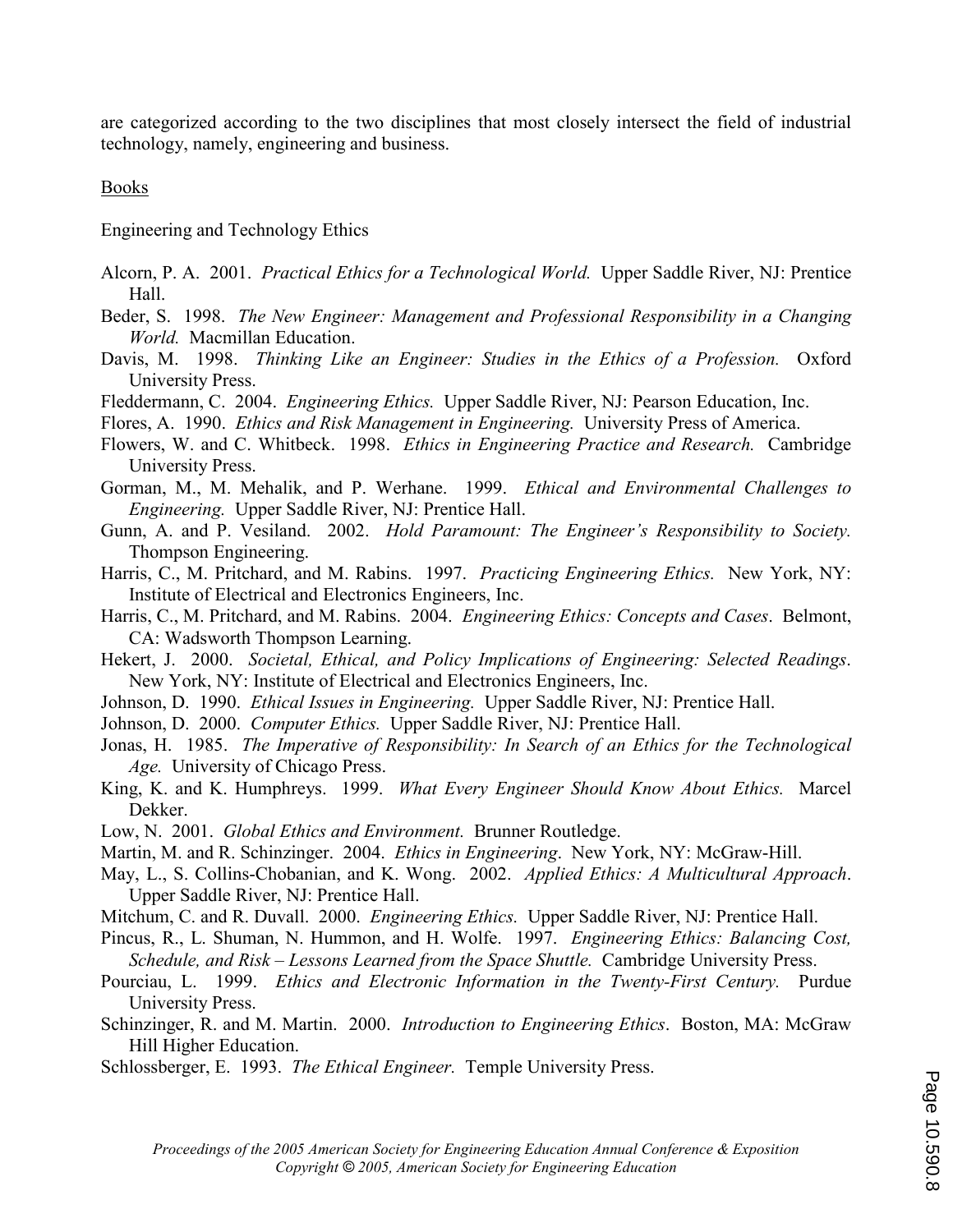are categorized according to the two disciplines that most closely intersect the field of industrial technology, namely, engineering and business.

<u>Books</u>

Engineering and Technology Ethics

Alcorn, P. A. 2001. *Practical Ethics for a Technological World.* Upper Saddle River, NJ: Prentice Hall.

Beder, S. 1998. *The New Engineer: Management and Professional Responsibility in a Changing World.* Macmillan Education.

Davis, M. 1998. *Thinking Like an Engineer: Studies in the Ethics of a Profession.* Oxford University Press.

Fleddermann, C. 2004. *Engineering Ethics.* Upper Saddle River, NJ: Pearson Education, Inc.

Flores, A. 1990. *Ethics and Risk Management in Engineering.* University Press of America.

Flowers, W. and C. Whitbeck. 1998. *Ethics in Engineering Practice and Research.* Cambridge University Press.

Gorman, M., M. Mehalik, and P. Werhane. 1999. *Ethical and Environmental Challenges to Engineering.* Upper Saddle River, NJ: Prentice Hall.

Gunn, A. and P. Vesiland. 2002. *Hold Paramount: The Engineer's Responsibility to Society.* Thompson Engineering.

Harris, C., M. Pritchard, and M. Rabins. 1997. *Practicing Engineering Ethics.* New York, NY: Institute of Electrical and Electronics Engineers, Inc.

Harris, C., M. Pritchard, and M. Rabins. 2004. *Engineering Ethics: Concepts and Cases*. Belmont, CA: Wadsworth Thompson Learning.

Hekert, J. 2000. *Societal, Ethical, and Policy Implications of Engineering: Selected Readings*. New York, NY: Institute of Electrical and Electronics Engineers, Inc.

Johnson, D. 1990. *Ethical Issues in Engineering.* Upper Saddle River, NJ: Prentice Hall.

Johnson, D. 2000. *Computer Ethics.* Upper Saddle River, NJ: Prentice Hall.

Jonas, H. 1985. *The Imperative of Responsibility: In Search of an Ethics for the Technological Age.* University of Chicago Press.

King, K. and K. Humphreys. 1999. *What Every Engineer Should Know About Ethics.* Marcel Dekker.

Low, N. 2001. *Global Ethics and Environment.* Brunner Routledge.

Martin, M. and R. Schinzinger. 2004. *Ethics in Engineering*. New York, NY: McGraw-Hill.

May, L., S. Collins-Chobanian, and K. Wong. 2002. *Applied Ethics: A Multicultural Approach*. Upper Saddle River, NJ: Prentice Hall.

Mitchum, C. and R. Duvall. 2000. *Engineering Ethics.* Upper Saddle River, NJ: Prentice Hall.

Pincus, R., L. Shuman, N. Hummon, and H. Wolfe. 1997. *Engineering Ethics: Balancing Cost, Schedule, and Risk – Lessons Learned from the Space Shuttle.* Cambridge University Press.

Pourciau, L. 1999. *Ethics and Electronic Information in the Twenty-First Century.* Purdue University Press.

Schinzinger, R. and M. Martin. 2000. *Introduction to Engineering Ethics*. Boston, MA: McGraw Hill Higher Education.

Schlossberger, E. 1993. *The Ethical Engineer.* Temple University Press.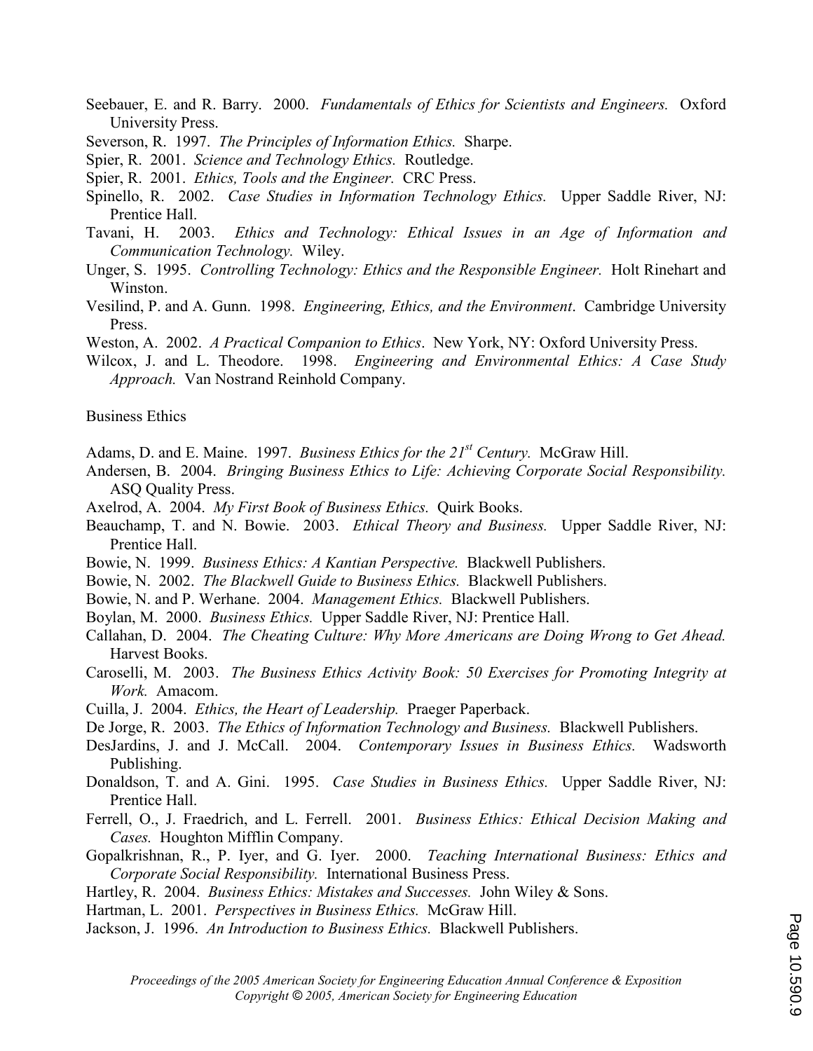Seebauer, E. and R. Barry. 2000. *Fundamentals of Ethics for Scientists and Engineers.* Oxford University Press.

Severson, R. 1997. *The Principles of Information Ethics.* Sharpe.

Spier, R. 2001. *Science and Technology Ethics.* Routledge.

Spier, R. 2001. *Ethics, Tools and the Engineer.* CRC Press.

Spinello, R. 2002. *Case Studies in Information Technology Ethics.* Upper Saddle River, NJ: Prentice Hall.

Tavani, H. 2003. *Ethics and Technology: Ethical Issues in an Age of Information and Communication Technology.* Wiley.

Unger, S. 1995. *Controlling Technology: Ethics and the Responsible Engineer.* Holt Rinehart and Winston.

Vesilind, P. and A. Gunn. 1998. *Engineering, Ethics, and the Environment*. Cambridge University Press.

Weston, A. 2002. *A Practical Companion to Ethics*. New York, NY: Oxford University Press.

Wilcox, J. and L. Theodore. 1998. *Engineering and Environmental Ethics: A Case Study Approach.* Van Nostrand Reinhold Company.

Business Ethics

Adams, D. and E. Maine. 1997. *Business Ethics for the 21st Century.* McGraw Hill.

Andersen, B. 2004. *Bringing Business Ethics to Life: Achieving Corporate Social Responsibility.* ASQ Quality Press.

Axelrod, A. 2004. *My First Book of Business Ethics.* Quirk Books.

Beauchamp, T. and N. Bowie. 2003. *Ethical Theory and Business.* Upper Saddle River, NJ: Prentice Hall.

Bowie, N. 1999. *Business Ethics: A Kantian Perspective.* Blackwell Publishers.

Bowie, N. 2002. *The Blackwell Guide to Business Ethics.* Blackwell Publishers.

Bowie, N. and P. Werhane. 2004. *Management Ethics.* Blackwell Publishers.

Boylan, M. 2000. *Business Ethics.* Upper Saddle River, NJ: Prentice Hall.

Callahan, D. 2004. *The Cheating Culture: Why More Americans are Doing Wrong to Get Ahead.* Harvest Books.

Caroselli, M. 2003. *The Business Ethics Activity Book: 50 Exercises for Promoting Integrity at Work.* Amacom.

Cuilla, J. 2004. *Ethics, the Heart of Leadership.* Praeger Paperback.

De Jorge, R. 2003. *The Ethics of Information Technology and Business.* Blackwell Publishers.

DesJardins, J. and J. McCall. 2004. *Contemporary Issues in Business Ethics.* Wadsworth Publishing.

Donaldson, T. and A. Gini. 1995. *Case Studies in Business Ethics.* Upper Saddle River, NJ: Prentice Hall.

Ferrell, O., J. Fraedrich, and L. Ferrell. 2001. *Business Ethics: Ethical Decision Making and Cases.* Houghton Mifflin Company.

Gopalkrishnan, R., P. Iyer, and G. Iyer. 2000. *Teaching International Business: Ethics and Corporate Social Responsibility.* International Business Press.

Hartley, R. 2004. *Business Ethics: Mistakes and Successes.* John Wiley & Sons.

Hartman, L. 2001. *Perspectives in Business Ethics.* McGraw Hill.

Jackson, J. 1996. *An Introduction to Business Ethics.* Blackwell Publishers.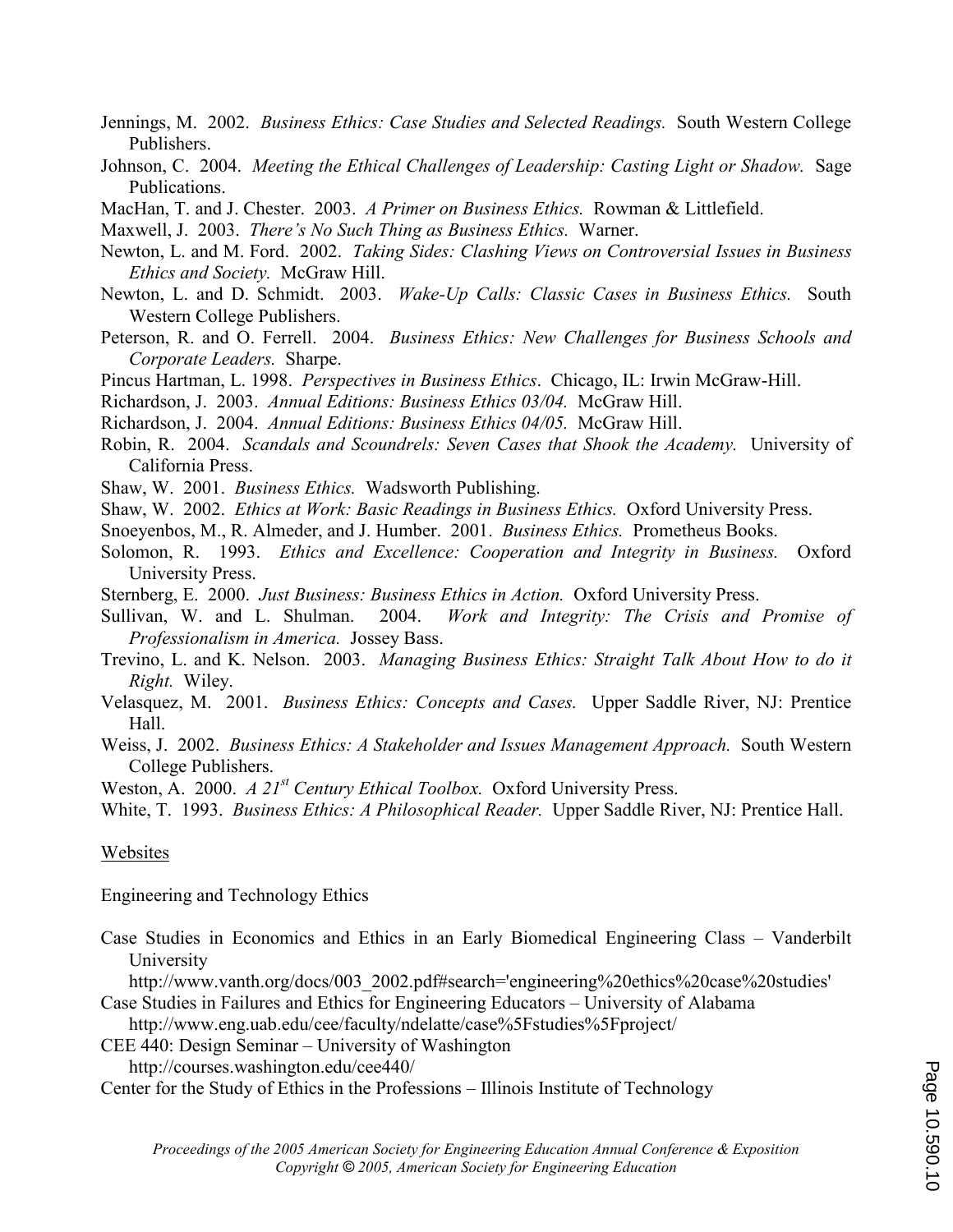Jennings, M. 2002. *Business Ethics: Case Studies and Selected Readings.* South Western College Publishers.

Johnson, C. 2004. *Meeting the Ethical Challenges of Leadership: Casting Light or Shadow.* Sage Publications.

MacHan, T. and J. Chester. 2003. *A Primer on Business Ethics.* Rowman & Littlefield.

Maxwell, J. 2003. *There's No Such Thing as Business Ethics.* Warner.

Newton, L. and M. Ford. 2002. *Taking Sides: Clashing Views on Controversial Issues in Business Ethics and Society.* McGraw Hill.

Newton, L. and D. Schmidt. 2003. *Wake-Up Calls: Classic Cases in Business Ethics.* South Western College Publishers.

Peterson, R. and O. Ferrell. 2004. *Business Ethics: New Challenges for Business Schools and Corporate Leaders.* Sharpe.

Pincus Hartman, L. 1998. *Perspectives in Business Ethics*. Chicago, IL: Irwin McGraw-Hill.

Richardson, J. 2003. *Annual Editions: Business Ethics 03/04.* McGraw Hill.

Richardson, J. 2004. *Annual Editions: Business Ethics 04/05.* McGraw Hill.

Robin, R. 2004. *Scandals and Scoundrels: Seven Cases that Shook the Academy.* University of California Press.

Shaw, W. 2001. *Business Ethics.* Wadsworth Publishing.

Shaw, W. 2002. *Ethics at Work: Basic Readings in Business Ethics.* Oxford University Press.

Snoeyenbos, M., R. Almeder, and J. Humber. 2001. *Business Ethics.* Prometheus Books.

Solomon, R. 1993. *Ethics and Excellence: Cooperation and Integrity in Business.* Oxford University Press.

Sternberg, E. 2000. *Just Business: Business Ethics in Action.* Oxford University Press.

Sullivan, W. and L. Shulman. 2004. *Work and Integrity: The Crisis and Promise of Professionalism in America.* Jossey Bass.

Trevino, L. and K. Nelson. 2003. *Managing Business Ethics: Straight Talk About How to do it Right.* Wiley.

Velasquez, M. 2001. *Business Ethics: Concepts and Cases.* Upper Saddle River, NJ: Prentice Hall.

Weiss, J. 2002. *Business Ethics: A Stakeholder and Issues Management Approach.* South Western College Publishers.

Weston, A. 2000. *A 21st Century Ethical Toolbox.* Oxford University Press.

White, T. 1993. *Business Ethics: A Philosophical Reader.* Upper Saddle River, NJ: Prentice Hall.

<u>Websites</u>

Engineering and Technology Ethics

Case Studies in Economics and Ethics in an Early Biomedical Engineering Class – Vanderbilt University
http://www.vanth.org/docs/003_2002.pdf#search='engineering%20ethics%20case%20studies'

Case Studies in Failures and Ethics for Engineering Educators – University of Alabama
http://www.eng.uab.edu/cee/faculty/ndelatte/case%5Fstudies%5Fproject/

CEE 440: Design Seminar – University of Washington
http://courses.washington.edu/cee440/

Center for the Study of Ethics in the Professions – Illinois Institute of Technology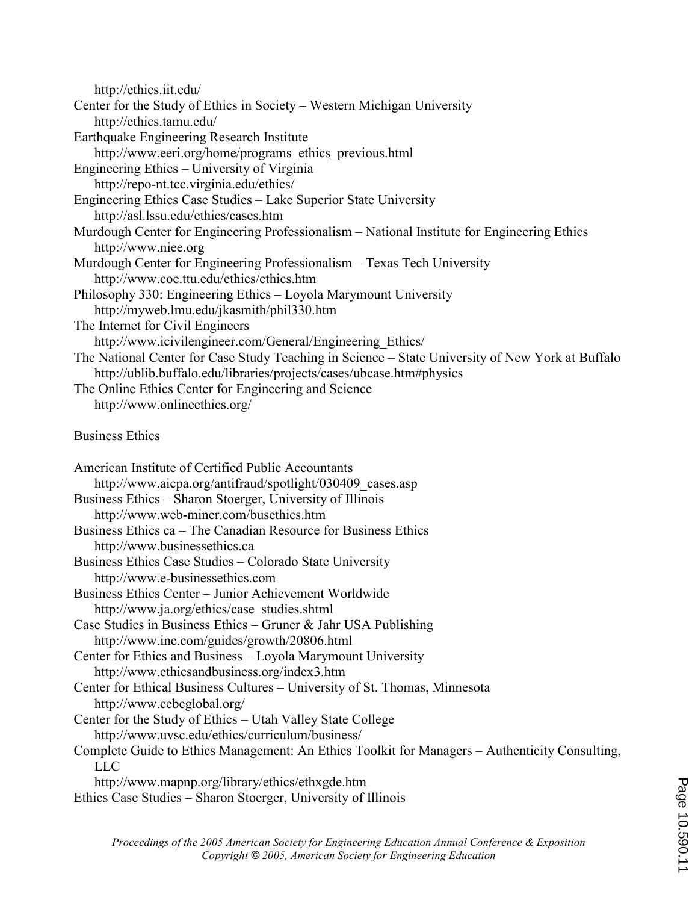http://ethics.iit.edu/

Center for the Study of Ethics in Society – Western Michigan University
  http://ethics.tamu.edu/

Earthquake Engineering Research Institute
  http://www.eeri.org/home/programs_ethics_previous.html

Engineering Ethics – University of Virginia
  http://repo-nt.tcc.virginia.edu/ethics/

Engineering Ethics Case Studies – Lake Superior State University
  http://asl.lssu.edu/ethics/cases.htm

Murdough Center for Engineering Professionalism – National Institute for Engineering Ethics
  http://www.niee.org

Murdough Center for Engineering Professionalism – Texas Tech University
  http://www.coe.ttu.edu/ethics/ethics.htm

Philosophy 330: Engineering Ethics – Loyola Marymount University
  http://myweb.lmu.edu/jkasmith/phil330.htm

The Internet for Civil Engineers
  http://www.icivilengineer.com/General/Engineering_Ethics/

The National Center for Case Study Teaching in Science – State University of New York at Buffalo
  http://ublib.buffalo.edu/libraries/projects/cases/ubcase.htm#physics

The Online Ethics Center for Engineering and Science
  http://www.onlineethics.org/

Business Ethics

American Institute of Certified Public Accountants
  http://www.aicpa.org/antifraud/spotlight/030409_cases.asp

Business Ethics – Sharon Stoerger, University of Illinois
  http://www.web-miner.com/busethics.htm

Business Ethics ca – The Canadian Resource for Business Ethics
  http://www.businessethics.ca

Business Ethics Case Studies – Colorado State University
  http://www.e-businessethics.com

Business Ethics Center – Junior Achievement Worldwide
  http://www.ja.org/ethics/case_studies.shtml

Case Studies in Business Ethics – Gruner & Jahr USA Publishing
  http://www.inc.com/guides/growth/20806.html

Center for Ethics and Business – Loyola Marymount University
  http://www.ethicsandbusiness.org/index3.htm

Center for Ethical Business Cultures – University of St. Thomas, Minnesota
  http://www.cebcglobal.org/

Center for the Study of Ethics – Utah Valley State College
  http://www.uvsc.edu/ethics/curriculum/business/

Complete Guide to Ethics Management: An Ethics Toolkit for Managers – Authenticity Consulting, LLC
  http://www.mapnp.org/library/ethics/ethxgde.htm

Ethics Case Studies – Sharon Stoerger, University of Illinois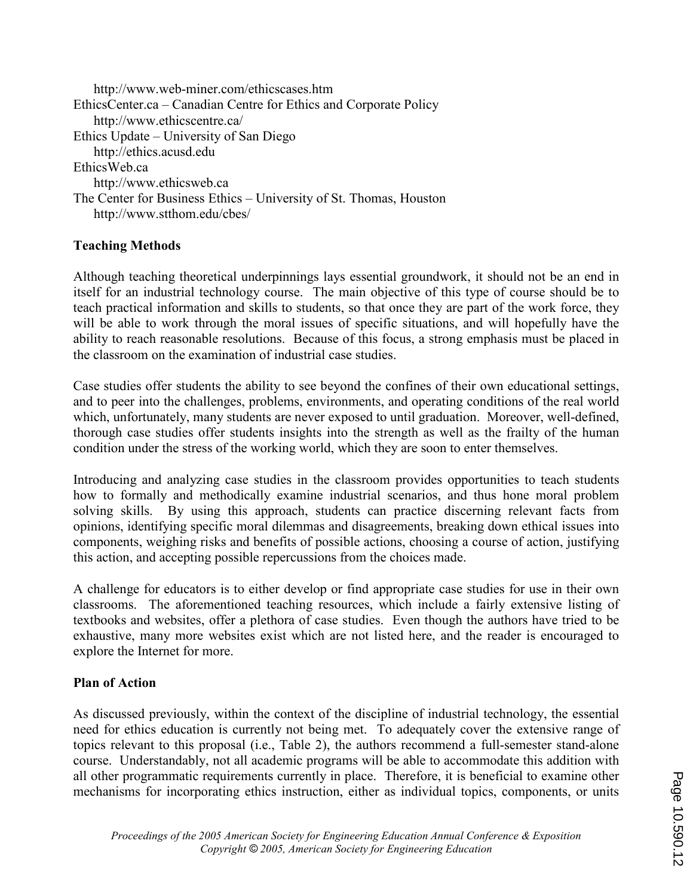http://www.web-miner.com/ethicscases.htm

EthicsCenter.ca – Canadian Centre for Ethics and Corporate Policy
http://www.ethicscentre.ca/

Ethics Update – University of San Diego
http://ethics.acusd.edu

EthicsWeb.ca
http://www.ethicsweb.ca

The Center for Business Ethics – University of St. Thomas, Houston
http://www.stthom.edu/cbes/

**Teaching Methods**

Although teaching theoretical underpinnings lays essential groundwork, it should not be an end in itself for an industrial technology course. The main objective of this type of course should be to teach practical information and skills to students, so that once they are part of the work force, they will be able to work through the moral issues of specific situations, and will hopefully have the ability to reach reasonable resolutions. Because of this focus, a strong emphasis must be placed in the classroom on the examination of industrial case studies.

Case studies offer students the ability to see beyond the confines of their own educational settings, and to peer into the challenges, problems, environments, and operating conditions of the real world which, unfortunately, many students are never exposed to until graduation. Moreover, well-defined, thorough case studies offer students insights into the strength as well as the frailty of the human condition under the stress of the working world, which they are soon to enter themselves.

Introducing and analyzing case studies in the classroom provides opportunities to teach students how to formally and methodically examine industrial scenarios, and thus hone moral problem solving skills. By using this approach, students can practice discerning relevant facts from opinions, identifying specific moral dilemmas and disagreements, breaking down ethical issues into components, weighing risks and benefits of possible actions, choosing a course of action, justifying this action, and accepting possible repercussions from the choices made.

A challenge for educators is to either develop or find appropriate case studies for use in their own classrooms. The aforementioned teaching resources, which include a fairly extensive listing of textbooks and websites, offer a plethora of case studies. Even though the authors have tried to be exhaustive, many more websites exist which are not listed here, and the reader is encouraged to explore the Internet for more.

**Plan of Action**

As discussed previously, within the context of the discipline of industrial technology, the essential need for ethics education is currently not being met. To adequately cover the extensive range of topics relevant to this proposal (i.e., Table 2), the authors recommend a full-semester stand-alone course. Understandably, not all academic programs will be able to accommodate this addition with all other programmatic requirements currently in place. Therefore, it is beneficial to examine other mechanisms for incorporating ethics instruction, either as individual topics, components, or units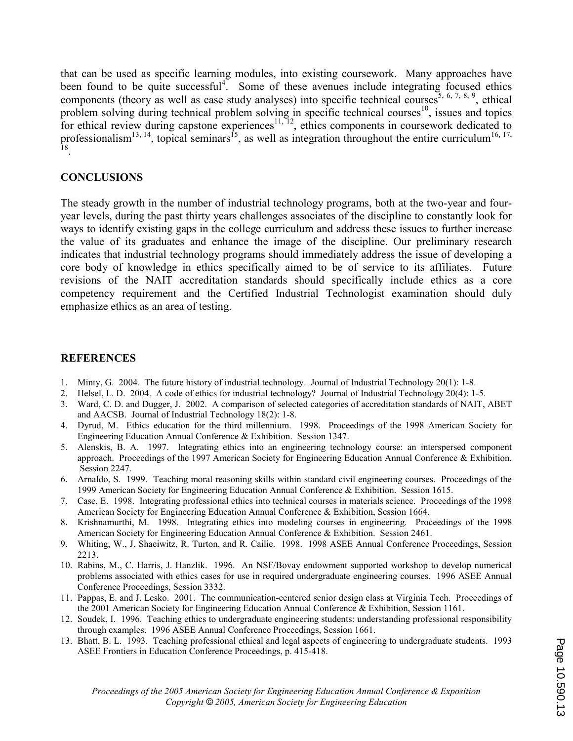that can be used as specific learning modules, into existing coursework. Many approaches have been found to be quite successful[4]. Some of these avenues include integrating focused ethics components (theory as well as case study analyses) into specific technical courses[5, 6, 7, 8, 9], ethical problem solving during technical problem solving in specific technical courses[10], issues and topics for ethical review during capstone experiences[11, 12], ethics components in coursework dedicated to professionalism[13, 14], topical seminars[15], as well as integration throughout the entire curriculum[16, 17, 18].

## CONCLUSIONS

The steady growth in the number of industrial technology programs, both at the two-year and four-year levels, during the past thirty years challenges associates of the discipline to constantly look for ways to identify existing gaps in the college curriculum and address these issues to further increase the value of its graduates and enhance the image of the discipline. Our preliminary research indicates that industrial technology programs should immediately address the issue of developing a core body of knowledge in ethics specifically aimed to be of service to its affiliates. Future revisions of the NAIT accreditation standards should specifically include ethics as a core competency requirement and the Certified Industrial Technologist examination should duly emphasize ethics as an area of testing.

## REFERENCES

1. Minty, G. 2004. The future history of industrial technology. Journal of Industrial Technology 20(1): 1-8.
2. Helsel, L. D. 2004. A code of ethics for industrial technology? Journal of Industrial Technology 20(4): 1-5.
3. Ward, C. D. and Dugger, J. 2002. A comparison of selected categories of accreditation standards of NAIT, ABET and AACSB. Journal of Industrial Technology 18(2): 1-8.
4. Dyrud, M. Ethics education for the third millennium. 1998. Proceedings of the 1998 American Society for Engineering Education Annual Conference & Exhibition. Session 1347.
5. Alenskis, B. A. 1997. Integrating ethics into an engineering technology course: an interspersed component approach. Proceedings of the 1997 American Society for Engineering Education Annual Conference & Exhibition. Session 2247.
6. Arnaldo, S. 1999. Teaching moral reasoning skills within standard civil engineering courses. Proceedings of the 1999 American Society for Engineering Education Annual Conference & Exhibition. Session 1615.
7. Case, E. 1998. Integrating professional ethics into technical courses in materials science. Proceedings of the 1998 American Society for Engineering Education Annual Conference & Exhibition, Session 1664.
8. Krishnamurthi, M. 1998. Integrating ethics into modeling courses in engineering. Proceedings of the 1998 American Society for Engineering Education Annual Conference & Exhibition. Session 2461.
9. Whiting, W., J. Shaeiwitz, R. Turton, and R. Cailie. 1998. 1998 ASEE Annual Conference Proceedings, Session 2213.
10. Rabins, M., C. Harris, J. Hanzlik. 1996. An NSF/Bovay endowment supported workshop to develop numerical problems associated with ethics cases for use in required undergraduate engineering courses. 1996 ASEE Annual Conference Proceedings, Session 3332.
11. Pappas, E. and J. Lesko. 2001. The communication-centered senior design class at Virginia Tech. Proceedings of the 2001 American Society for Engineering Education Annual Conference & Exhibition, Session 1161.
12. Soudek, I. 1996. Teaching ethics to undergraduate engineering students: understanding professional responsibility through examples. 1996 ASEE Annual Conference Proceedings, Session 1661.
13. Bhatt, B. L. 1993. Teaching professional ethical and legal aspects of engineering to undergraduate students. 1993 ASEE Frontiers in Education Conference Proceedings, p. 415-418.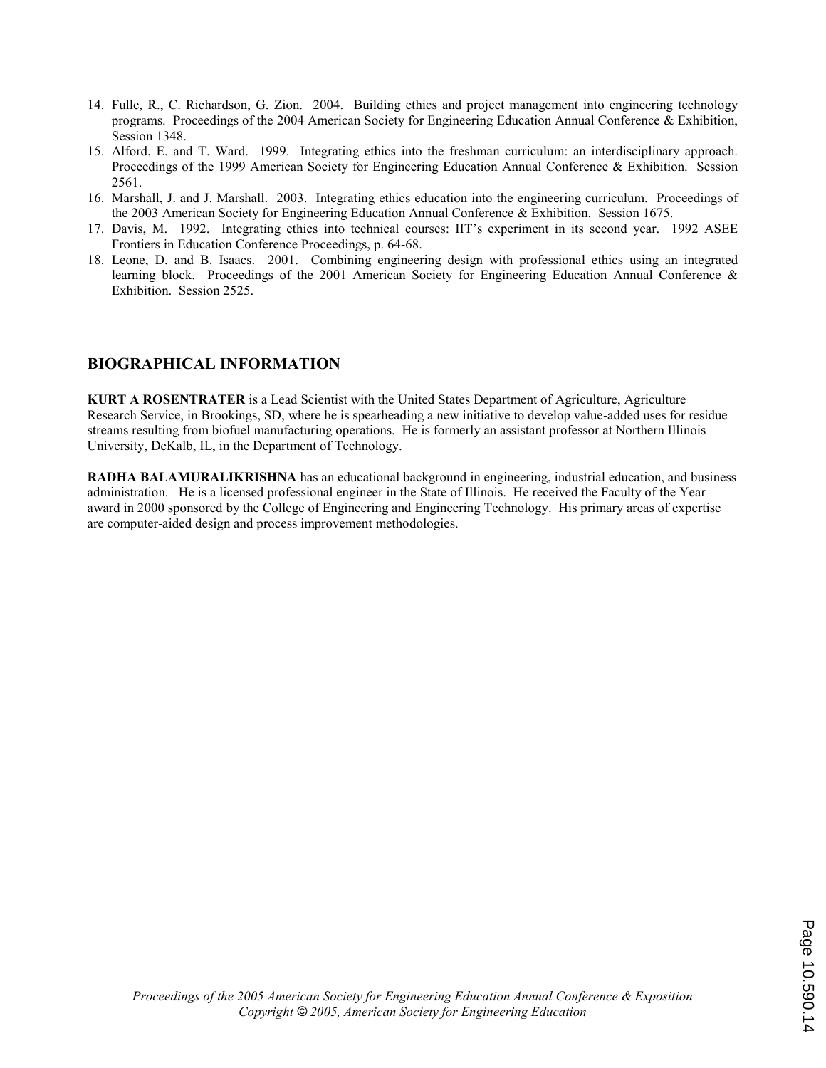14. Fulle, R., C. Richardson, G. Zion. 2004. Building ethics and project management into engineering technology programs. Proceedings of the 2004 American Society for Engineering Education Annual Conference & Exhibition, Session 1348.
15. Alford, E. and T. Ward. 1999. Integrating ethics into the freshman curriculum: an interdisciplinary approach. Proceedings of the 1999 American Society for Engineering Education Annual Conference & Exhibition. Session 2561.
16. Marshall, J. and J. Marshall. 2003. Integrating ethics education into the engineering curriculum. Proceedings of the 2003 American Society for Engineering Education Annual Conference & Exhibition. Session 1675.
17. Davis, M. 1992. Integrating ethics into technical courses: IIT's experiment in its second year. 1992 ASEE Frontiers in Education Conference Proceedings, p. 64-68.
18. Leone, D. and B. Isaacs. 2001. Combining engineering design with professional ethics using an integrated learning block. Proceedings of the 2001 American Society for Engineering Education Annual Conference & Exhibition. Session 2525.

## BIOGRAPHICAL INFORMATION

**KURT A ROSENTRATER** is a Lead Scientist with the United States Department of Agriculture, Agriculture Research Service, in Brookings, SD, where he is spearheading a new initiative to develop value-added uses for residue streams resulting from biofuel manufacturing operations. He is formerly an assistant professor at Northern Illinois University, DeKalb, IL, in the Department of Technology.

**RADHA BALAMURALIKRISHNA** has an educational background in engineering, industrial education, and business administration. He is a licensed professional engineer in the State of Illinois. He received the Faculty of the Year award in 2000 sponsored by the College of Engineering and Engineering Technology. His primary areas of expertise are computer-aided design and process improvement methodologies.